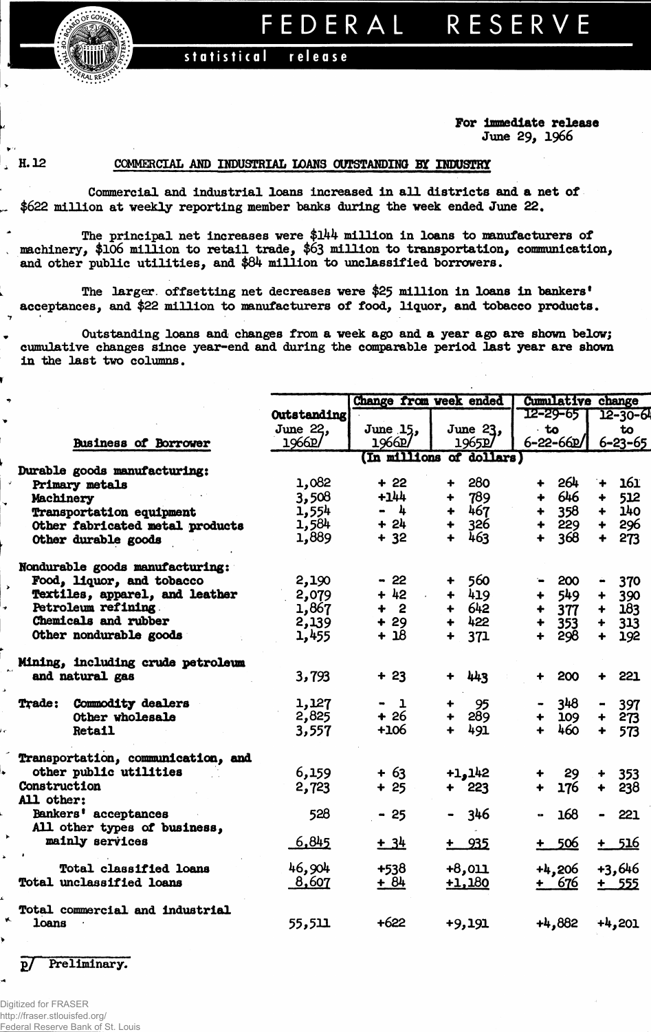# FEDERAL RESERVE

statistical release

For immediate release
June 29, 1966

H.12

## COMMERCIAL AND INDUSTRIAL LOANS OUTSTANDING BY INDUSTRY

Commercial and industrial loans increased in all districts and a net of $622 million at weekly reporting member banks during the week ended June 22.

The principal net increases were $144 million in loans to manufacturers of machinery, $106 million to retail trade, $63 million to transportation, communication, and other public utilities, and $84 million to unclassified borrowers.

The larger offsetting net decreases were $25 million in loans in bankers' acceptances, and $22 million to manufacturers of food, liquor, and tobacco products.

Outstanding loans and changes from a week ago and a year ago are shown below; cumulative changes since year-end and during the comparable period last year are shown in the last two columns.

| Business of Borrower | Outstanding June 22, 1966p/ | Change from week ended June 15, 1966p/ | Change from week ended June 23, 1965p/ | Cumulative change 12-29-65 to 6-22-66p/ | Cumulative change 12-30-64 to 6-23-65 |
|---|---|---|---|---|---|
| | (In millions of dollars) | | | | |
| **Durable goods manufacturing:** | | | | | |
| Primary metals | 1,082 | + 22 | + 280 | + 264 | + 161 |
| Machinery | 3,508 | +144 | + 789 | + 646 | + 512 |
| Transportation equipment | 1,554 | - 4 | + 467 | + 358 | + 140 |
| Other fabricated metal products | 1,584 | + 24 | + 326 | + 229 | + 296 |
| Other durable goods | 1,889 | + 32 | + 463 | + 368 | + 273 |
| **Nondurable goods manufacturing:** | | | | | |
| Food, liquor, and tobacco | 2,190 | - 22 | + 560 | - 200 | - 370 |
| Textiles, apparel, and leather | 2,079 | + 42 | + 419 | + 549 | + 390 |
| Petroleum refining | 1,867 | + 2 | + 642 | + 377 | + 183 |
| Chemicals and rubber | 2,139 | + 29 | + 422 | + 353 | + 313 |
| Other nondurable goods | 1,455 | + 18 | + 371 | + 298 | + 192 |
| **Mining, including crude petroleum and natural gas** | 3,793 | + 23 | + 443 | + 200 | + 221 |
| **Trade:** Commodity dealers | 1,127 | - 1 | + 95 | - 348 | - 397 |
| Other wholesale | 2,825 | + 26 | + 289 | + 109 | + 273 |
| Retail | 3,557 | +106 | + 491 | + 460 | + 573 |
| **Transportation, communication, and other public utilities** | 6,159 | + 63 | +1,142 | + 29 | + 353 |
| Construction | 2,723 | + 25 | + 223 | + 176 | + 238 |
| **All other:** | | | | | |
| Bankers' acceptances | 528 | - 25 | - 346 | - 168 | - 221 |
| All other types of business, mainly services | 6,845 | + 34 | + 935 | + 506 | + 516 |
| Total classified loans | 46,904 | +538 | +8,011 | +4,206 | +3,646 |
| Total unclassified loans | 8,607 | + 84 | +1,180 | + 676 | + 555 |
| **Total commercial and industrial loans** | 55,511 | +622 | +9,191 | +4,882 | +4,201 |

p/ Preliminary.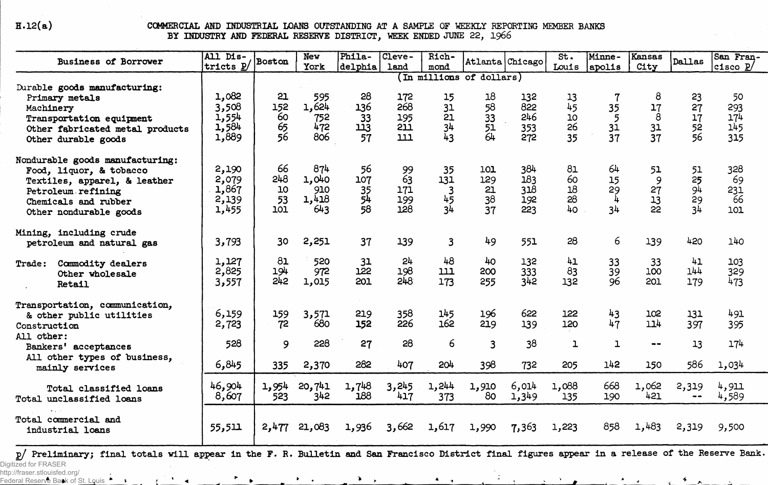H.12(a)

# COMMERCIAL AND INDUSTRIAL LOANS OUTSTANDING AT A SAMPLE OF WEEKLY REPORTING MEMBER BANKS BY INDUSTRY AND FEDERAL RESERVE DISTRICT, WEEK ENDED JUNE 22, 1966

| Business of Borrower | All Districts p/ | Boston | New York | Philadelphia | Cleveland | Richmond | Atlanta | Chicago | St. Louis | Minneapolis | Kansas City | Dallas | San Francisco p/ |
|---|---|---|---|---|---|---|---|---|---|---|---|---|---|
| | | (In millions of dollars) | | | | | | | | | | | |
| Durable goods manufacturing: | | | | | | | | | | | | | |
| Primary metals | 1,082 | 21 | 595 | 28 | 172 | 15 | 18 | 132 | 13 | 7 | 8 | 23 | 50 |
| Machinery | 3,508 | 152 | 1,624 | 136 | 268 | 31 | 58 | 822 | 45 | 35 | 17 | 27 | 293 |
| Transportation equipment | 1,554 | 60 | 752 | 33 | 195 | 21 | 33 | 246 | 10 | 5 | 8 | 17 | 174 |
| Other fabricated metal products | 1,584 | 65 | 472 | 113 | 211 | 34 | 51 | 353 | 26 | 31 | 31 | 52 | 145 |
| Other durable goods | 1,889 | 56 | 806 | 57 | 111 | 43 | 64 | 272 | 35 | 37 | 37 | 56 | 315 |
| Nondurable goods manufacturing: | | | | | | | | | | | | | |
| Food, liquor, & tobacco | 2,190 | 66 | 874 | 56 | 99 | 35 | 101 | 384 | 81 | 64 | 51 | 51 | 328 |
| Textiles, apparel, & leather | 2,079 | 248 | 1,040 | 107 | 63 | 131 | 129 | 183 | 60 | 15 | 9 | 25 | 69 |
| Petroleum refining | 1,867 | 10 | 910 | 35 | 171 | 3 | 21 | 318 | 18 | 29 | 27 | 94 | 231 |
| Chemicals and rubber | 2,139 | 53 | 1,418 | 54 | 199 | 45 | 38 | 192 | 28 | 4 | 13 | 29 | 66 |
| Other nondurable goods | 1,455 | 101 | 643 | 58 | 128 | 34 | 37 | 223 | 40 | 34 | 22 | 34 | 101 |
| Mining, including crude petroleum and natural gas | 3,793 | 30 | 2,251 | 37 | 139 | 3 | 49 | 551 | 28 | 6 | 139 | 420 | 140 |
| Trade: Commodity dealers | 1,127 | 81 | 520 | 31 | 24 | 48 | 40 | 132 | 41 | 33 | 33 | 41 | 103 |
| Other wholesale | 2,825 | 194 | 972 | 122 | 198 | 111 | 200 | 333 | 83 | 39 | 100 | 144 | 329 |
| Retail | 3,557 | 242 | 1,015 | 201 | 248 | 173 | 255 | 342 | 132 | 96 | 201 | 179 | 473 |
| Transportation, communication, & other public utilities | 6,159 | 159 | 3,571 | 219 | 358 | 145 | 196 | 622 | 122 | 43 | 102 | 131 | 491 |
| Construction | 2,723 | 72 | 680 | 152 | 226 | 162 | 219 | 139 | 120 | 47 | 114 | 397 | 395 |
| All other: | | | | | | | | | | | | | |
| Bankers' acceptances | 528 | 9 | 228 | 27 | 28 | 6 | 3 | 38 | 1 | 1 | -- | 13 | 174 |
| All other types of business, mainly services | 6,845 | 335 | 2,370 | 282 | 407 | 204 | 398 | 732 | 205 | 142 | 150 | 586 | 1,034 |
| Total classified loans | 46,904 | 1,954 | 20,741 | 1,748 | 3,245 | 1,244 | 1,910 | 6,014 | 1,088 | 668 | 1,062 | 2,319 | 4,911 |
| Total unclassified loans | 8,607 | 523 | 342 | 188 | 417 | 373 | 80 | 1,349 | 135 | 190 | 421 | -- | 4,589 |
| Total commercial and industrial loans | 55,511 | 2,477 | 21,083 | 1,936 | 3,662 | 1,617 | 1,990 | 7,363 | 1,223 | 858 | 1,483 | 2,319 | 9,500 |

p/ Preliminary; final totals will appear in the F. R. Bulletin and San Francisco District final figures appear in a release of the Reserve Bank.